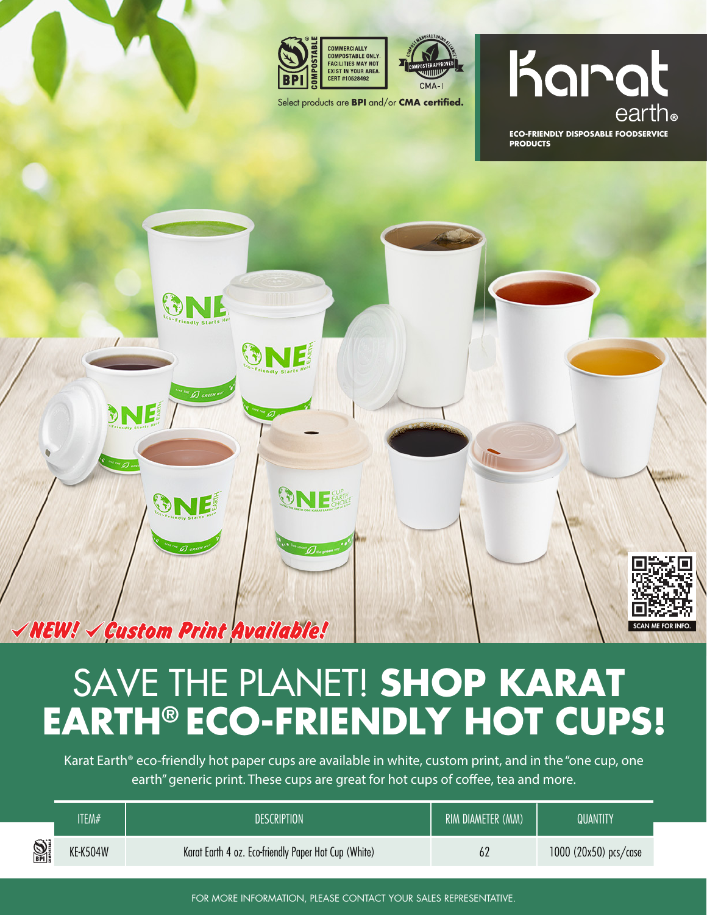COMMERCIALLY COMPOSTABLE ONLY. FACILITIES MAY NOT EXIST IN YOUR AREA. CERT #10528492

Select products are **BPI** and/or **CMA certified.**

# Karat earth®

**ECO-FRIENDLY DISPOSABLE FOODSERVICE PRODUCTS**

✓NEW! ✓Custom Print Available!

SCAN ME FOR INFO.

# SAVE THE PLANET! **SHOP KARAT EARTH® ECO-FRIENDLY HOT CUPS!**

Karat Earth® eco-friendly hot paper cups are available in white, custom print, and in the "one cup, one earth" generic print. These cups are great for hot cups of coffee, tea and more.

| ITEM# | DESCRIPTION | RIM DIAMETER (MM) | QUANTITY |
|---|---|---|---|
| KE-K504W | Karat Earth 4 oz. Eco-friendly Paper Hot Cup (White) | 62 | 1000 (20x50) pcs/case |

FOR MORE INFORMATION, PLEASE CONTACT YOUR SALES REPRESENTATIVE.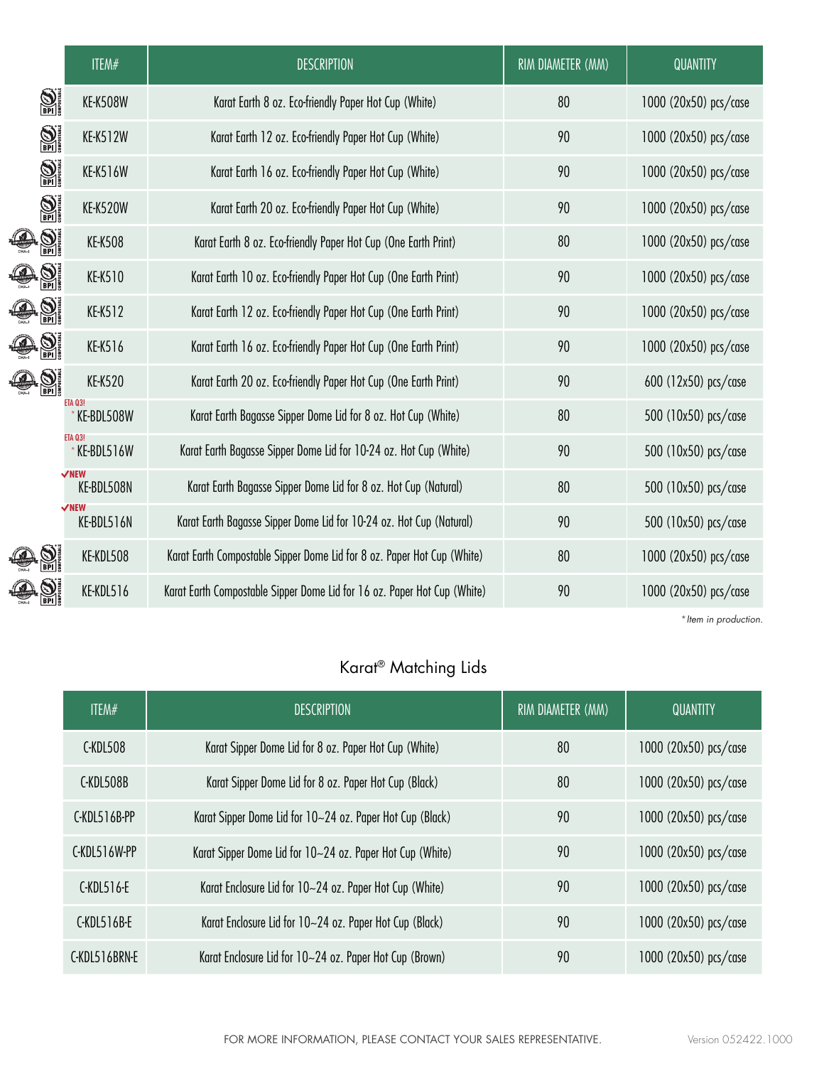| ITEM# | DESCRIPTION | RIM DIAMETER (MM) | QUANTITY |
|---|---|---|---|
| KE-K508W | Karat Earth 8 oz. Eco-friendly Paper Hot Cup (White) | 80 | 1000 (20x50) pcs/case |
| KE-K512W | Karat Earth 12 oz. Eco-friendly Paper Hot Cup (White) | 90 | 1000 (20x50) pcs/case |
| KE-K516W | Karat Earth 16 oz. Eco-friendly Paper Hot Cup (White) | 90 | 1000 (20x50) pcs/case |
| KE-K520W | Karat Earth 20 oz. Eco-friendly Paper Hot Cup (White) | 90 | 1000 (20x50) pcs/case |
| KE-K508 | Karat Earth 8 oz. Eco-friendly Paper Hot Cup (One Earth Print) | 80 | 1000 (20x50) pcs/case |
| KE-K510 | Karat Earth 10 oz. Eco-friendly Paper Hot Cup (One Earth Print) | 90 | 1000 (20x50) pcs/case |
| KE-K512 | Karat Earth 12 oz. Eco-friendly Paper Hot Cup (One Earth Print) | 90 | 1000 (20x50) pcs/case |
| KE-K516 | Karat Earth 16 oz. Eco-friendly Paper Hot Cup (One Earth Print) | 90 | 1000 (20x50) pcs/case |
| KE-K520 | Karat Earth 20 oz. Eco-friendly Paper Hot Cup (One Earth Print) | 90 | 600 (12x50) pcs/case |
| ETA Q3! * KE-BDL508W | Karat Earth Bagasse Sipper Dome Lid for 8 oz. Hot Cup (White) | 80 | 500 (10x50) pcs/case |
| ETA Q3! * KE-BDL516W | Karat Earth Bagasse Sipper Dome Lid for 10-24 oz. Hot Cup (White) | 90 | 500 (10x50) pcs/case |
| ✓NEW KE-BDL508N | Karat Earth Bagasse Sipper Dome Lid for 8 oz. Hot Cup (Natural) | 80 | 500 (10x50) pcs/case |
| ✓NEW KE-BDL516N | Karat Earth Bagasse Sipper Dome Lid for 10-24 oz. Hot Cup (Natural) | 90 | 500 (10x50) pcs/case |
| KE-KDL508 | Karat Earth Compostable Sipper Dome Lid for 8 oz. Paper Hot Cup (White) | 80 | 1000 (20x50) pcs/case |
| KE-KDL516 | Karat Earth Compostable Sipper Dome Lid for 16 oz. Paper Hot Cup (White) | 90 | 1000 (20x50) pcs/case |

*\* Item in production.*

## Karat® Matching Lids

| ITEM# | DESCRIPTION | RIM DIAMETER (MM) | QUANTITY |
|---|---|---|---|
| C-KDL508 | Karat Sipper Dome Lid for 8 oz. Paper Hot Cup (White) | 80 | 1000 (20x50) pcs/case |
| C-KDL508B | Karat Sipper Dome Lid for 8 oz. Paper Hot Cup (Black) | 80 | 1000 (20x50) pcs/case |
| C-KDL516B-PP | Karat Sipper Dome Lid for 10~24 oz. Paper Hot Cup (Black) | 90 | 1000 (20x50) pcs/case |
| C-KDL516W-PP | Karat Sipper Dome Lid for 10~24 oz. Paper Hot Cup (White) | 90 | 1000 (20x50) pcs/case |
| C-KDL516-E | Karat Enclosure Lid for 10~24 oz. Paper Hot Cup (White) | 90 | 1000 (20x50) pcs/case |
| C-KDL516B-E | Karat Enclosure Lid for 10~24 oz. Paper Hot Cup (Black) | 90 | 1000 (20x50) pcs/case |
| C-KDL516BRN-E | Karat Enclosure Lid for 10~24 oz. Paper Hot Cup (Brown) | 90 | 1000 (20x50) pcs/case |

FOR MORE INFORMATION, PLEASE CONTACT YOUR SALES REPRESENTATIVE.

Version 052422.1000